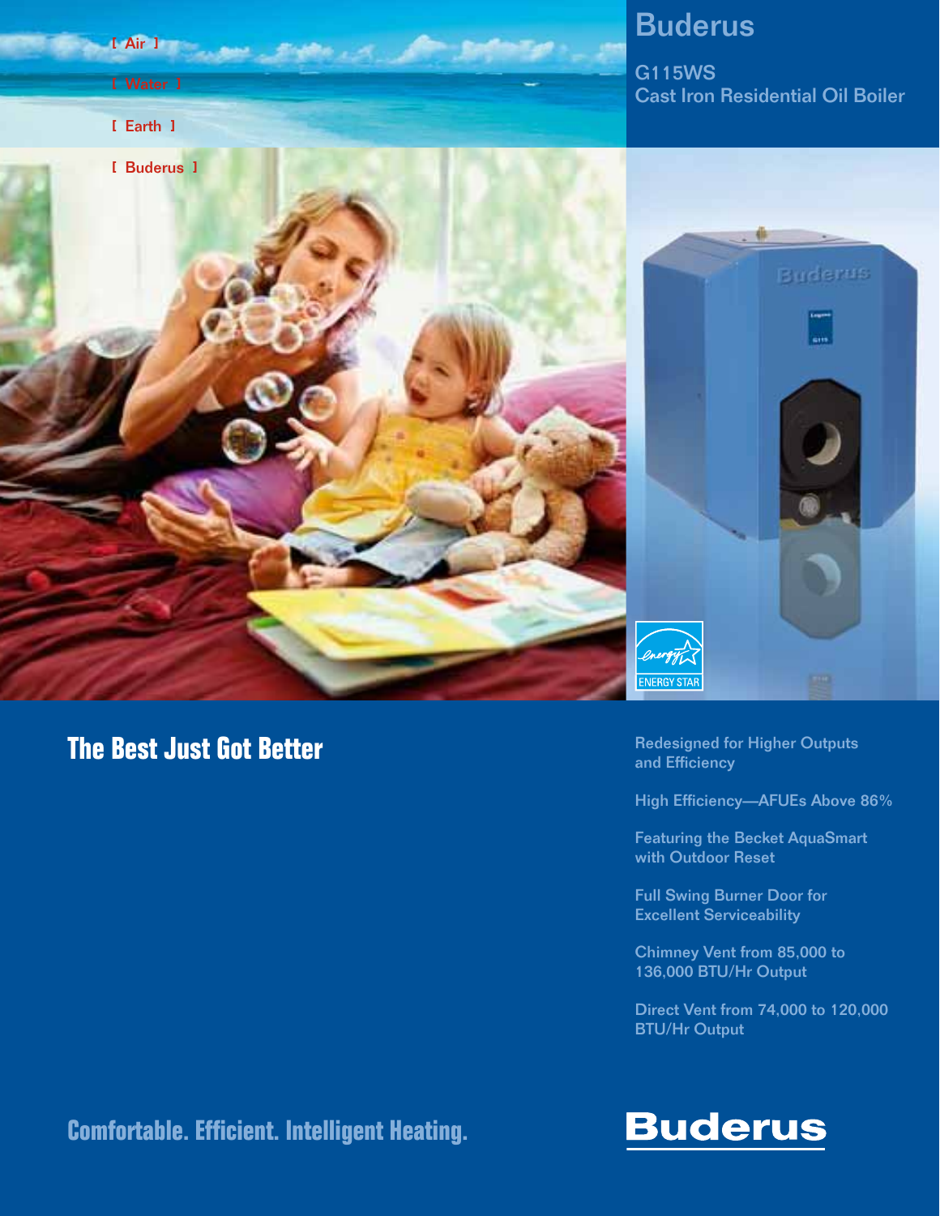[ Air ]

[ Water ]

[ Earth ]

[ Buderus ]

# Buderus

## G115WS
## Cast Iron Residential Oil Boiler

ENERGY STAR

## The Best Just Got Better

Redesigned for Higher Outputs and Efficiency

High Efficiency—AFUEs Above 86%

Featuring the Becket AquaSmart with Outdoor Reset

Full Swing Burner Door for Excellent Serviceability

Chimney Vent from 85,000 to 136,000 BTU/Hr Output

Direct Vent from 74,000 to 120,000 BTU/Hr Output

**Comfortable. Efficient. Intelligent Heating.**

**Buderus**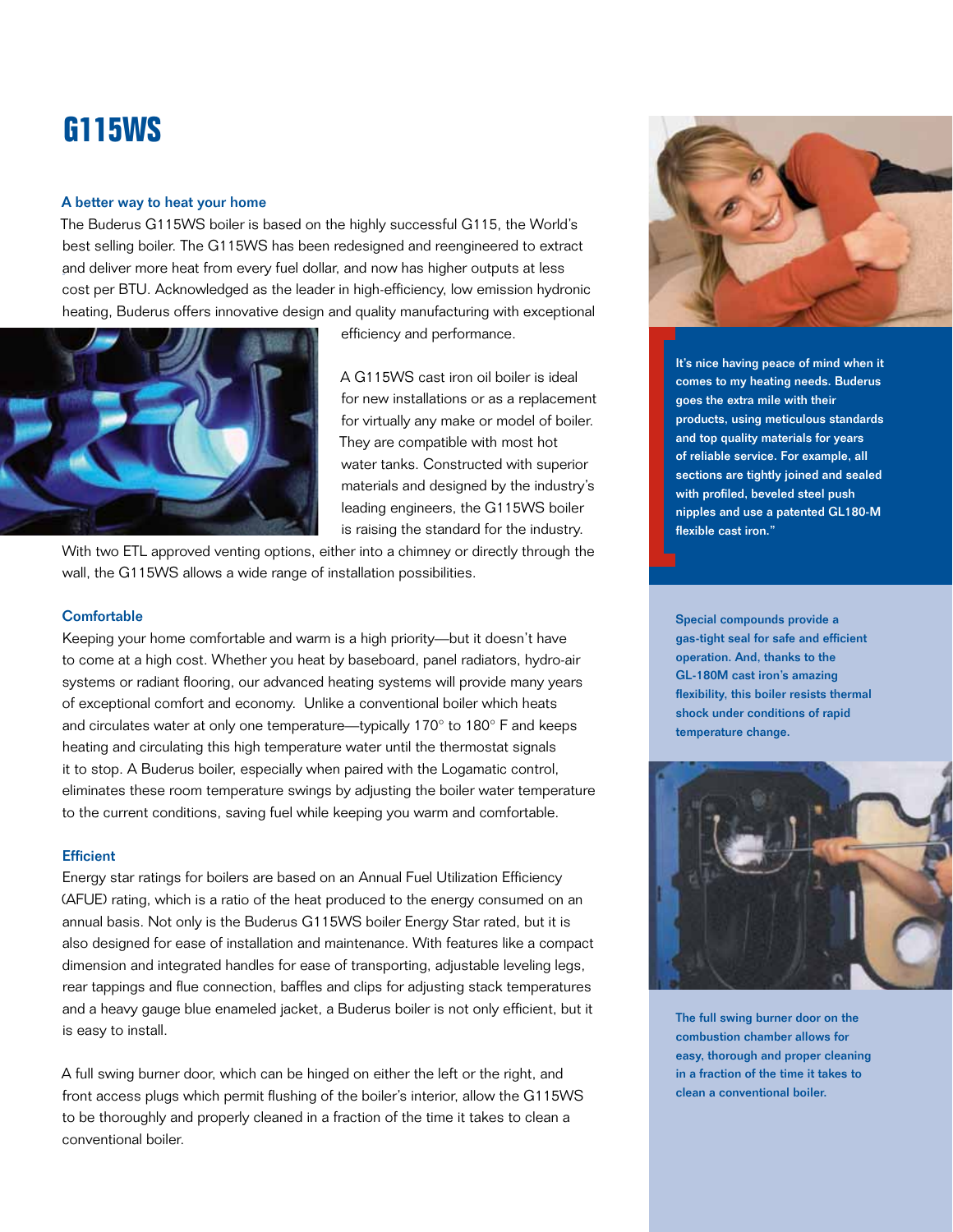# G115WS

### A better way to heat your home

The Buderus G115WS boiler is based on the highly successful G115, the World's best selling boiler. The G115WS has been redesigned and reengineered to extract and deliver more heat from every fuel dollar, and now has higher outputs at less cost per BTU. Acknowledged as the leader in high-efficiency, low emission hydronic heating, Buderus offers innovative design and quality manufacturing with exceptional efficiency and performance.

A G115WS cast iron oil boiler is ideal for new installations or as a replacement for virtually any make or model of boiler. They are compatible with most hot water tanks. Constructed with superior materials and designed by the industry's leading engineers, the G115WS boiler is raising the standard for the industry. With two ETL approved venting options, either into a chimney or directly through the wall, the G115WS allows a wide range of installation possibilities.

### Comfortable

Keeping your home comfortable and warm is a high priority—but it doesn't have to come at a high cost. Whether you heat by baseboard, panel radiators, hydro-air systems or radiant flooring, our advanced heating systems will provide many years of exceptional comfort and economy. Unlike a conventional boiler which heats and circulates water at only one temperature—typically 170° to 180° F and keeps heating and circulating this high temperature water until the thermostat signals it to stop. A Buderus boiler, especially when paired with the Logamatic control, eliminates these room temperature swings by adjusting the boiler water temperature to the current conditions, saving fuel while keeping you warm and comfortable.

### Efficient

Energy star ratings for boilers are based on an Annual Fuel Utilization Efficiency (AFUE) rating, which is a ratio of the heat produced to the energy consumed on an annual basis. Not only is the Buderus G115WS boiler Energy Star rated, but it is also designed for ease of installation and maintenance. With features like a compact dimension and integrated handles for ease of transporting, adjustable leveling legs, rear tappings and flue connection, baffles and clips for adjusting stack temperatures and a heavy gauge blue enameled jacket, a Buderus boiler is not only efficient, but it is easy to install.

A full swing burner door, which can be hinged on either the left or the right, and front access plugs which permit flushing of the boiler's interior, allow the G115WS to be thoroughly and properly cleaned in a fraction of the time it takes to clean a conventional boiler.

**It's nice having peace of mind when it comes to my heating needs. Buderus goes the extra mile with their products, using meticulous standards and top quality materials for years of reliable service. For example, all sections are tightly joined and sealed with profiled, beveled steel push nipples and use a patented GL180-M flexible cast iron."**

**Special compounds provide a gas-tight seal for safe and efficient operation. And, thanks to the GL-180M cast iron's amazing flexibility, this boiler resists thermal shock under conditions of rapid temperature change.**

**The full swing burner door on the combustion chamber allows for easy, thorough and proper cleaning in a fraction of the time it takes to clean a conventional boiler.**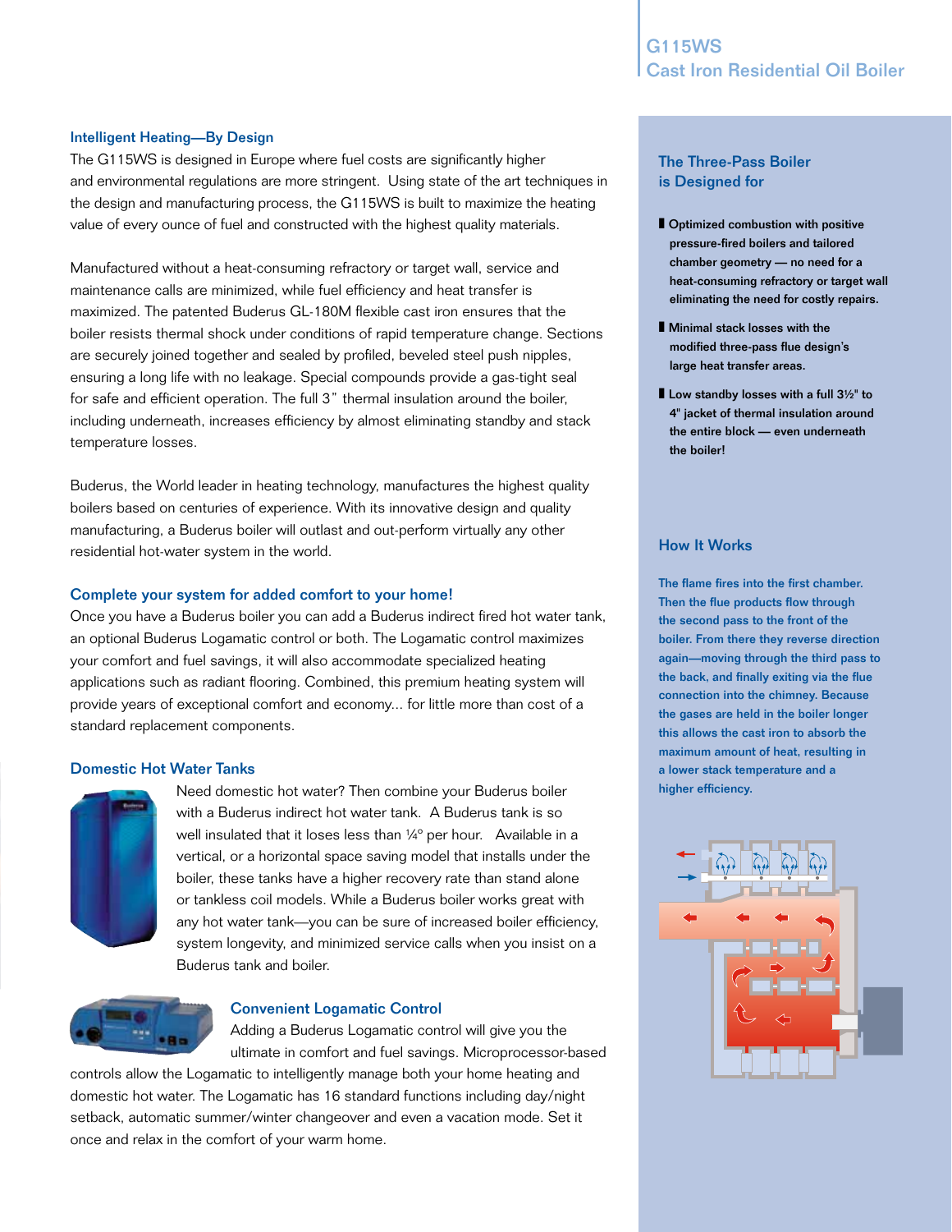# G115WS Cast Iron Residential Oil Boiler

## Intelligent Heating—By Design

The G115WS is designed in Europe where fuel costs are significantly higher and environmental regulations are more stringent. Using state of the art techniques in the design and manufacturing process, the G115WS is built to maximize the heating value of every ounce of fuel and constructed with the highest quality materials.

Manufactured without a heat-consuming refractory or target wall, service and maintenance calls are minimized, while fuel efficiency and heat transfer is maximized. The patented Buderus GL-180M flexible cast iron ensures that the boiler resists thermal shock under conditions of rapid temperature change. Sections are securely joined together and sealed by profiled, beveled steel push nipples, ensuring a long life with no leakage. Special compounds provide a gas-tight seal for safe and efficient operation. The full 3" thermal insulation around the boiler, including underneath, increases efficiency by almost eliminating standby and stack temperature losses.

Buderus, the World leader in heating technology, manufactures the highest quality boilers based on centuries of experience. With its innovative design and quality manufacturing, a Buderus boiler will outlast and out-perform virtually any other residential hot-water system in the world.

## Complete your system for added comfort to your home!

Once you have a Buderus boiler you can add a Buderus indirect fired hot water tank, an optional Buderus Logamatic control or both. The Logamatic control maximizes your comfort and fuel savings, it will also accommodate specialized heating applications such as radiant flooring. Combined, this premium heating system will provide years of exceptional comfort and economy... for little more than cost of a standard replacement components.

## Domestic Hot Water Tanks

Need domestic hot water? Then combine your Buderus boiler with a Buderus indirect hot water tank. A Buderus tank is so well insulated that it loses less than ¼° per hour. Available in a vertical, or a horizontal space saving model that installs under the boiler, these tanks have a higher recovery rate than stand alone or tankless coil models. While a Buderus boiler works great with any hot water tank—you can be sure of increased boiler efficiency, system longevity, and minimized service calls when you insist on a Buderus tank and boiler.

## Convenient Logamatic Control

Adding a Buderus Logamatic control will give you the ultimate in comfort and fuel savings. Microprocessor-based controls allow the Logamatic to intelligently manage both your home heating and domestic hot water. The Logamatic has 16 standard functions including day/night setback, automatic summer/winter changeover and even a vacation mode. Set it once and relax in the comfort of your warm home.

## The Three-Pass Boiler is Designed for

- **Optimized combustion with positive pressure-fired boilers and tailored chamber geometry — no need for a heat-consuming refractory or target wall eliminating the need for costly repairs.**
- **Minimal stack losses with the modified three-pass flue design's large heat transfer areas.**
- **Low standby losses with a full 3½" to 4" jacket of thermal insulation around the entire block — even underneath the boiler!**

## How It Works

The flame fires into the first chamber. Then the flue products flow through the second pass to the front of the boiler. From there they reverse direction again—moving through the third pass to the back, and finally exiting via the flue connection into the chimney. Because the gases are held in the boiler longer this allows the cast iron to absorb the maximum amount of heat, resulting in a lower stack temperature and a higher efficiency.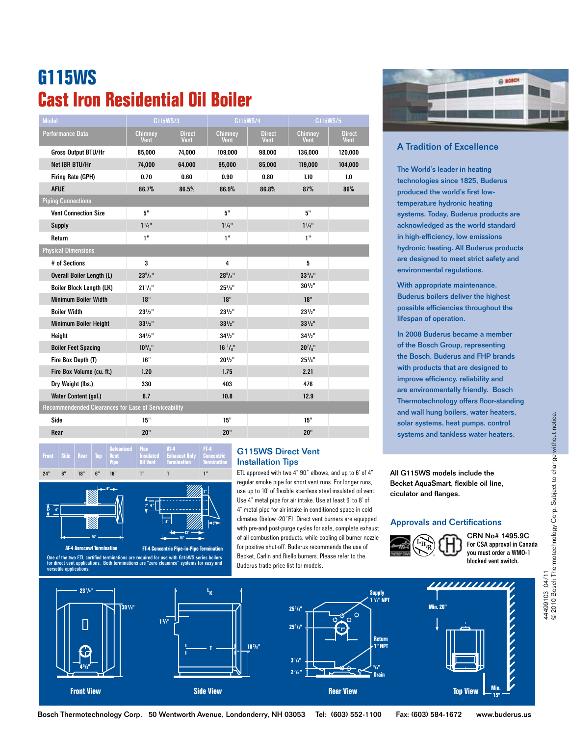# G115WS
# Cast Iron Residential Oil Boiler

| Model | G115WS/3 | | G115WS/4 | | G115WS/5 | |
|---|---|---|---|---|---|---|
| Performance Data | Chimney Vent | Direct Vent | Chimney Vent | Direct Vent | Chimney Vent | Direct Vent |
| Gross Output BTU/Hr | 85,000 | 74,000 | 109,000 | 98,000 | 136,000 | 120,000 |
| Net IBR BTU/Hr | 74,000 | 64,000 | 95,000 | 85,000 | 119,000 | 104,000 |
| Firing Rate (GPH) | 0.70 | 0.60 | 0.90 | 0.80 | 1.10 | 1.0 |
| AFUE | 86.7% | 86.5% | 86.9% | 86.8% | 87% | 86% |
| **Piping Connections** | | | | | | |
| Vent Connection Size | 5" | | 5" | | 5" | |
| Supply | 1¼" | | 1¼" | | 1¼" | |
| Return | 1" | | 1" | | 1" | |
| **Physical Dimensions** | | | | | | |
| # of Sections | 3 | | 4 | | 5 | |
| Overall Boiler Length (L) | 23⅝" | | 28⅝" | | 33⅜" | |
| Boiler Block Length (LK) | 21⅛" | | 25¾" | | 30½" | |
| Minimum Boiler Width | 18" | | 18" | | 18" | |
| Boiler Width | 23½" | | 23½" | | 23½" | |
| Minimum Boiler Height | 33½" | | 33½" | | 33½" | |
| Height | 34½" | | 34½" | | 34½" | |
| Boiler Feet Spacing | 10⅜" | | 16 ⅛" | | 20⅞" | |
| Fire Box Depth (T) | 16" | | 20½" | | 25¼" | |
| Fire Box Volume (cu. ft.) | 1.20 | | 1.75 | | 2.21 | |
| Dry Weight (lbs.) | 330 | | 403 | | 476 | |
| Water Content (gal.) | 8.7 | | 10.8 | | 12.9 | |
| **Recommendended Clearances for Ease of Serviceability** | | | | | | |
| Side | 15" | | 15" | | 15" | |
| Rear | 20" | | 20" | | 20" | |

| Front | Side | Rear | Top | Galvanized Vent Pipe | Flex Insulated Oil Vent | AT-4 Exhaust Only Termination | FT-4 Concentric Termination |
|---|---|---|---|---|---|---|---|
| 24" | 6" | 18" | 6" | 18" | 1" | 1" | 1" |

AT-4 Aerocowl Termination

FT-4 Concentric Pipe-in-Pipe Termination

One of the two ETL certified terminations are required for use with G115WS series boilers for direct vent applications. Both terminations are "zero clearance" systems for easy and versatile applications.

## G115WS Direct Vent Installation Tips

ETL approved with two 4" 90° elbows, and up to 6' of 4" regular smoke pipe for short vent runs. For longer runs, use up to 10' of flexible stainless steel insulated oil vent. Use 4" metal pipe for air intake. Use at least 6' to 8' of 4" metal pipe for air intake in conditioned space in cold climates (below -20°F). Direct vent burners are equipped with pre-and post-purge cycles for safe, complete exhaust of all combustion products, while cooling oil burner nozzle for positive shut-off. Buderus recommends the use of Becket, Carlin and Riello burners. Please refer to the Buderus trade price list for models.

## A Tradition of Excellence

The World's leader in heating technologies since 1825, Buderus produced the world's first low-temperature hydronic heating systems. Today, Buderus products are acknowledged as the world standard in high-efficiency, low emissions hydronic heating. All Buderus products are designed to meet strict safety and environmental regulations.

With appropriate maintenance, Buderus boilers deliver the highest possible efficiencies throughout the lifespan of operation.

In 2008 Buderus became a member of the Bosch Group, representing the Bosch, Buderus and FHP brands with products that are designed to improve efficiency, reliability and are environmentally friendly. Bosch Thermotechnology offers floor-standing and wall hung boilers, water heaters, solar systems, heat pumps, control systems and tankless water heaters.

**All G115WS models include the Becket AquaSmart, flexible oil line, ciculator and flanges.**

## Approvals and Certifications

**CRN No# 1495.9C**
**For CSA approval in Canada you must order a WMO-1 blocked vent switch.**

23⅝"
30⅜"
4⅝"
Front View

$L_K$
1¾"
T
10⅜"
Side View

Supply 1¼" NPT
25¼"
25¼"
Return 1" NPT
3¼"
2⅞"
¾" Drain
Rear View

Min. 20"
Min. 15"
Top View

44499103 04/11
© 2010 Bosch Thermotechnology Corp. Subject to change without notice.

Bosch Thermotechnology Corp. 50 Wentworth Avenue, Londonderry, NH 03053 Tel: (603) 552-1100 Fax: (603) 584-1672 www.buderus.us